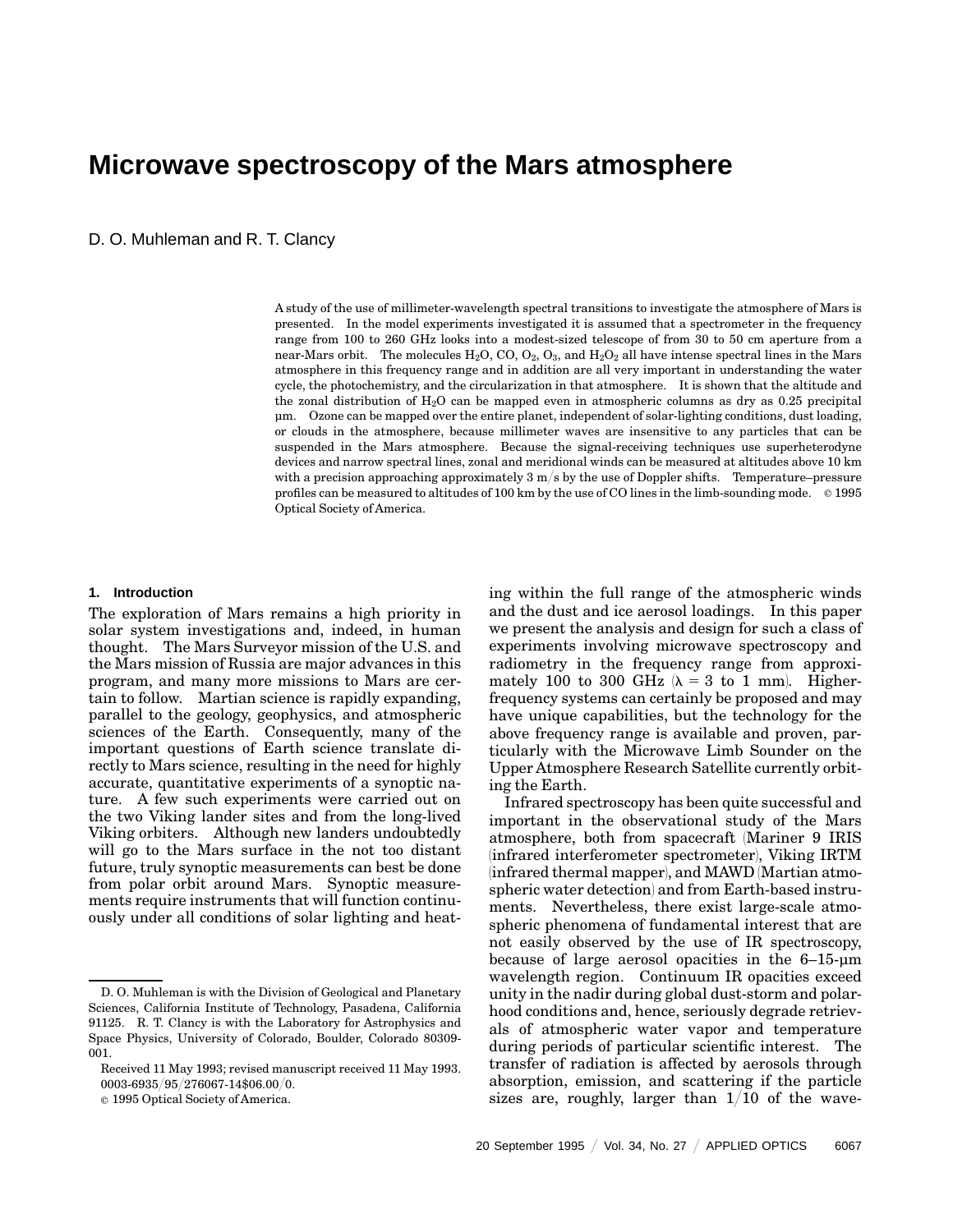# Microwave spectroscopy of the Mars atmosphere

D. O. Muhleman and R. T. Clancy

A study of the use of millimeter-wavelength spectral transitions to investigate the atmosphere of Mars is presented. In the model experiments investigated it is assumed that a spectrometer in the frequency range from 100 to 260 GHz looks into a modest-sized telescope of from 30 to 50 cm aperture from a near-Mars orbit. The molecules $H_2O$, CO, $O_2$, $O_3$, and $H_2O_2$ all have intense spectral lines in the Mars atmosphere in this frequency range and in addition are all very important in understanding the water cycle, the photochemistry, and the circularization in that atmosphere. It is shown that the altitude and the zonal distribution of $H_2O$ can be mapped even in atmospheric columns as dry as 0.25 precipital μm. Ozone can be mapped over the entire planet, independent of solar-lighting conditions, dust loading, or clouds in the atmosphere, because millimeter waves are insensitive to any particles that can be suspended in the Mars atmosphere. Because the signal-receiving techniques use superheterodyne devices and narrow spectral lines, zonal and meridional winds can be measured at altitudes above 10 km with a precision approaching approximately 3 m/s by the use of Doppler shifts. Temperature–pressure profiles can be measured to altitudes of 100 km by the use of CO lines in the limb-sounding mode. © 1995 Optical Society of America.

## 1. Introduction

The exploration of Mars remains a high priority in solar system investigations and, indeed, in human thought. The Mars Surveyor mission of the U.S. and the Mars mission of Russia are major advances in this program, and many more missions to Mars are certain to follow. Martian science is rapidly expanding, parallel to the geology, geophysics, and atmospheric sciences of the Earth. Consequently, many of the important questions of Earth science translate directly to Mars science, resulting in the need for highly accurate, quantitative experiments of a synoptic nature. A few such experiments were carried out on the two Viking lander sites and from the long-lived Viking orbiters. Although new landers undoubtedly will go to the Mars surface in the not too distant future, truly synoptic measurements can best be done from polar orbit around Mars. Synoptic measurements require instruments that will function continuously under all conditions of solar lighting and heating within the full range of the atmospheric winds and the dust and ice aerosol loadings. In this paper we present the analysis and design for such a class of experiments involving microwave spectroscopy and radiometry in the frequency range from approximately 100 to 300 GHz ($\lambda$ = 3 to 1 mm). Higher-frequency systems can certainly be proposed and may have unique capabilities, but the technology for the above frequency range is available and proven, particularly with the Microwave Limb Sounder on the Upper Atmosphere Research Satellite currently orbiting the Earth.

Infrared spectroscopy has been quite successful and important in the observational study of the Mars atmosphere, both from spacecraft (Mariner 9 IRIS (infrared interferometer spectrometer), Viking IRTM (infrared thermal mapper), and MAWD (Martian atmospheric water detection) and from Earth-based instruments. Nevertheless, there exist large-scale atmospheric phenomena of fundamental interest that are not easily observed by the use of IR spectroscopy, because of large aerosol opacities in the 6–15-μm wavelength region. Continuum IR opacities exceed unity in the nadir during global dust-storm and polarhood conditions and, hence, seriously degrade retrievals of atmospheric water vapor and temperature during periods of particular scientific interest. The transfer of radiation is affected by aerosols through absorption, emission, and scattering if the particle sizes are, roughly, larger than 1/10 of the wave-

D. O. Muhleman is with the Division of Geological and Planetary Sciences, California Institute of Technology, Pasadena, California 91125. R. T. Clancy is with the Laboratory for Astrophysics and Space Physics, University of Colorado, Boulder, Colorado 80309-001.

Received 11 May 1993; revised manuscript received 11 May 1993.
0003-6935/95/276067-14$06.00/0.
© 1995 Optical Society of America.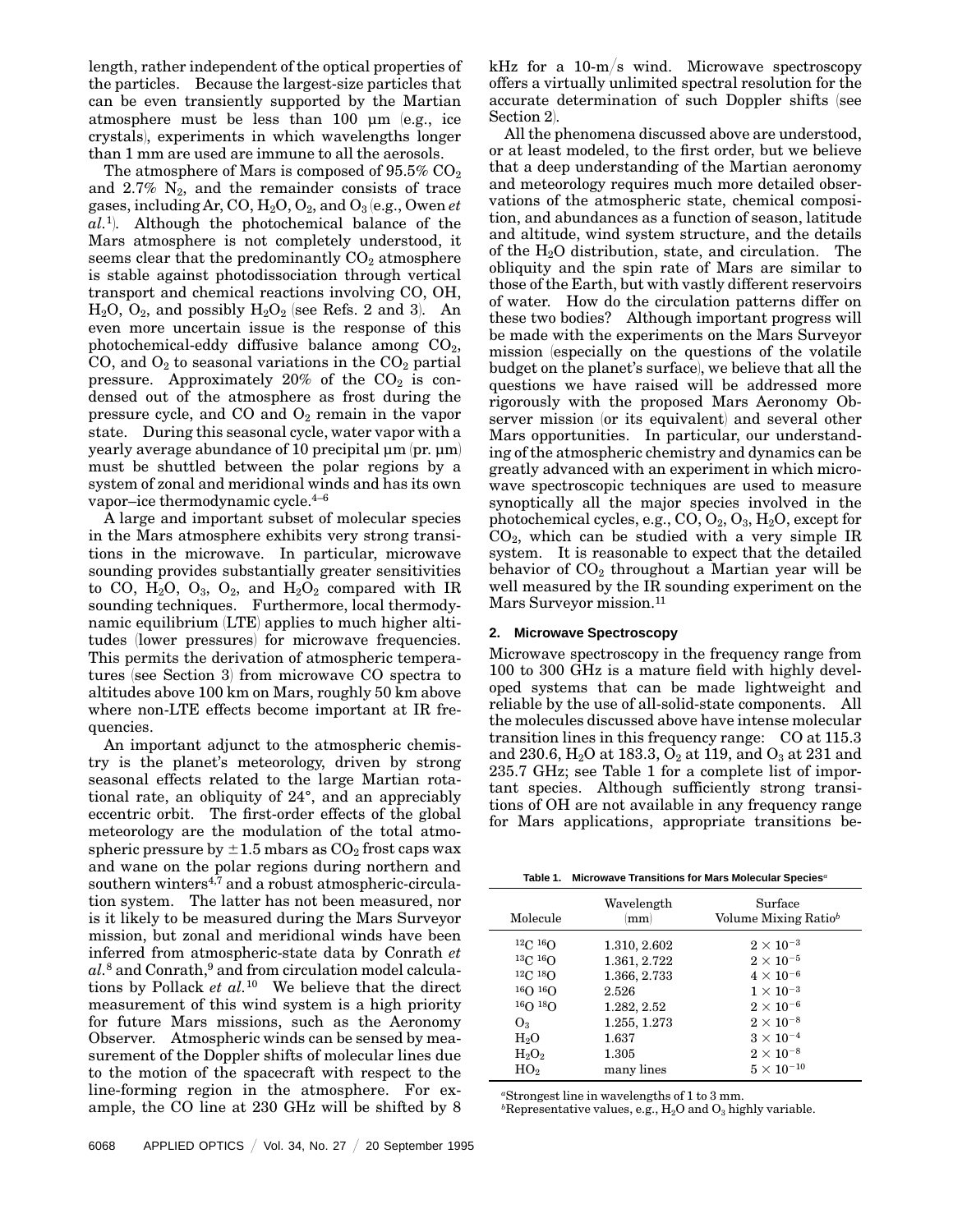length, rather independent of the optical properties of the particles. Because the largest-size particles that can be even transiently supported by the Martian atmosphere must be less than 100 μm (e.g., ice crystals), experiments in which wavelengths longer than 1 mm are used are immune to all the aerosols.

The atmosphere of Mars is composed of 95.5% $CO_2$ and 2.7% $N_2$, and the remainder consists of trace gases, including Ar, CO, $H_2O$, $O_2$, and $O_3$ (e.g., Owen *et al.*[1]). Although the photochemical balance of the Mars atmosphere is not completely understood, it seems clear that the predominantly $CO_2$ atmosphere is stable against photodissociation through vertical transport and chemical reactions involving CO, OH, $H_2O$, $O_2$, and possibly $H_2O_2$ (see Refs. 2 and 3). An even more uncertain issue is the response of this photochemical-eddy diffusive balance among $CO_2$, CO, and $O_2$ to seasonal variations in the $CO_2$ partial pressure. Approximately 20% of the $CO_2$ is condensed out of the atmosphere as frost during the pressure cycle, and CO and $O_2$ remain in the vapor state. During this seasonal cycle, water vapor with a yearly average abundance of 10 precipital μm (pr. μm) must be shuttled between the polar regions by a system of zonal and meridional winds and has its own vapor–ice thermodynamic cycle.[4–6]

A large and important subset of molecular species in the Mars atmosphere exhibits very strong transitions in the microwave. In particular, microwave sounding provides substantially greater sensitivities to CO, $H_2O$, $O_3$, $O_2$, and $H_2O_2$ compared with IR sounding techniques. Furthermore, local thermodynamic equilibrium (LTE) applies to much higher altitudes (lower pressures) for microwave frequencies. This permits the derivation of atmospheric temperatures (see Section 3) from microwave CO spectra to altitudes above 100 km on Mars, roughly 50 km above where non-LTE effects become important at IR frequencies.

An important adjunct to the atmospheric chemistry is the planet's meteorology, driven by strong seasonal effects related to the large Martian rotational rate, an obliquity of 24°, and an appreciably eccentric orbit. The first-order effects of the global meteorology are the modulation of the total atmospheric pressure by ±1.5 mbars as $CO_2$ frost caps wax and wane on the polar regions during northern and southern winters[4,7] and a robust atmospheric-circulation system. The latter has not been measured, nor is it likely to be measured during the Mars Surveyor mission, but zonal and meridional winds have been inferred from atmospheric-state data by Conrath *et al.*[8] and Conrath,[9] and from circulation model calculations by Pollack *et al.*[10] We believe that the direct measurement of this wind system is a high priority for future Mars missions, such as the Aeronomy Observer. Atmospheric winds can be sensed by measurement of the Doppler shifts of molecular lines due to the motion of the spacecraft with respect to the line-forming region in the atmosphere. For example, the CO line at 230 GHz will be shifted by 8 kHz for a 10-m/s wind. Microwave spectroscopy offers a virtually unlimited spectral resolution for the accurate determination of such Doppler shifts (see Section 2).

All the phenomena discussed above are understood, or at least modeled, to the first order, but we believe that a deep understanding of the Martian aeronomy and meteorology requires much more detailed observations of the atmospheric state, chemical composition, and abundances as a function of season, latitude and altitude, wind system structure, and the details of the $H_2O$ distribution, state, and circulation. The obliquity and the spin rate of Mars are similar to those of the Earth, but with vastly different reservoirs of water. How do the circulation patterns differ on these two bodies? Although important progress will be made with the experiments on the Mars Surveyor mission (especially on the questions of the volatile budget on the planet's surface), we believe that all the questions we have raised will be addressed more rigorously with the proposed Mars Aeronomy Observer mission (or its equivalent) and several other Mars opportunities. In particular, our understanding of the atmospheric chemistry and dynamics can be greatly advanced with an experiment in which microwave spectroscopic techniques are used to measure synoptically all the major species involved in the photochemical cycles, e.g., CO, $O_2$, $O_3$, $H_2O$, except for $CO_2$, which can be studied with a very simple IR system. It is reasonable to expect that the detailed behavior of $CO_2$ throughout a Martian year will be well measured by the IR sounding experiment on the Mars Surveyor mission.[11]

## 2. Microwave Spectroscopy

Microwave spectroscopy in the frequency range from 100 to 300 GHz is a mature field with highly developed systems that can be made lightweight and reliable by the use of all-solid-state components. All the molecules discussed above have intense molecular transition lines in this frequency range: CO at 115.3 and 230.6, $H_2O$ at 183.3, $O_2$ at 119, and $O_3$ at 231 and 235.7 GHz; see Table 1 for a complete list of important species. Although sufficiently strong transitions of OH are not available in any frequency range for Mars applications, appropriate transitions be-

**Table 1. Microwave Transitions for Mars Molecular Species**[a]

| Molecule | Wavelength (mm) | Surface Volume Mixing Ratio[b] |
|---|---|---|
| $^{12}C\,^{16}O$ | 1.310, 2.602 | $2 \times 10^{-3}$ |
| $^{13}C\,^{16}O$ | 1.361, 2.722 | $2 \times 10^{-5}$ |
| $^{12}C\,^{18}O$ | 1.366, 2.733 | $4 \times 10^{-6}$ |
| $^{16}O\,^{16}O$ | 2.526 | $1 \times 10^{-3}$ |
| $^{16}O\,^{18}O$ | 1.282, 2.52 | $2 \times 10^{-6}$ |
| $O_3$ | 1.255, 1.273 | $2 \times 10^{-8}$ |
| $H_2O$ | 1.637 | $3 \times 10^{-4}$ |
| $H_2O_2$ | 1.305 | $2 \times 10^{-8}$ |
| $HO_2$ | many lines | $5 \times 10^{-10}$ |

[a]Strongest line in wavelengths of 1 to 3 mm.
[b]Representative values, e.g., $H_2O$ and $O_3$ highly variable.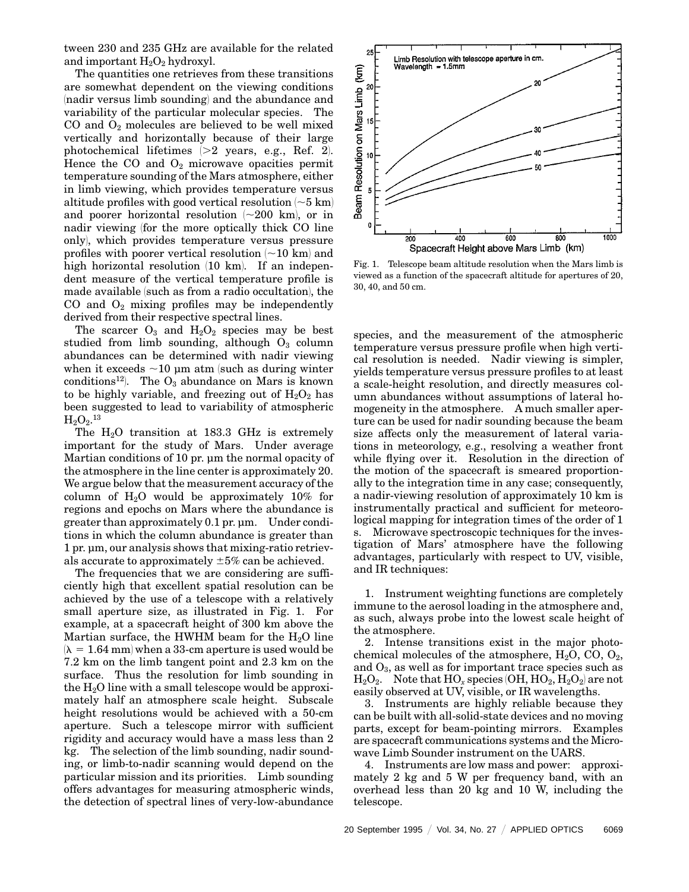tween 230 and 235 GHz are available for the related and important $H_2O_2$ hydroxyl.

The quantities one retrieves from these transitions are somewhat dependent on the viewing conditions (nadir versus limb sounding) and the abundance and variability of the particular molecular species. The CO and $O_2$ molecules are believed to be well mixed vertically and horizontally because of their large photochemical lifetimes (>2 years, e.g., Ref. 2). Hence the CO and $O_2$ microwave opacities permit temperature sounding of the Mars atmosphere, either in limb viewing, which provides temperature versus altitude profiles with good vertical resolution (~5 km) and poorer horizontal resolution (~200 km), or in nadir viewing (for the more optically thick CO line only), which provides temperature versus pressure profiles with poorer vertical resolution (~10 km) and high horizontal resolution (10 km). If an independent measure of the vertical temperature profile is made available (such as from a radio occultation), the CO and $O_2$ mixing profiles may be independently derived from their respective spectral lines.

The scarcer $O_3$ and $H_2O_2$ species may be best studied from limb sounding, although $O_3$ column abundances can be determined with nadir viewing when it exceeds ~10 µm atm (such as during winter conditions[12]). The $O_3$ abundance on Mars is known to be highly variable, and freezing out of $H_2O_2$ has been suggested to lead to variability of atmospheric $H_2O_2$.[13]

The $H_2O$ transition at 183.3 GHz is extremely important for the study of Mars. Under average Martian conditions of 10 pr. µm the normal opacity of the atmosphere in the line center is approximately 20. We argue below that the measurement accuracy of the column of $H_2O$ would be approximately 10% for regions and epochs on Mars where the abundance is greater than approximately 0.1 pr. µm. Under conditions in which the column abundance is greater than 1 pr. µm, our analysis shows that mixing-ratio retrievals accurate to approximately ±5% can be achieved.

The frequencies that we are considering are sufficiently high that excellent spatial resolution can be achieved by the use of a telescope with a relatively small aperture size, as illustrated in Fig. 1. For example, at a spacecraft height of 300 km above the Martian surface, the HWHM beam for the $H_2O$ line ($\lambda = 1.64$ mm) when a 33-cm aperture is used would be 7.2 km on the limb tangent point and 2.3 km on the surface. Thus the resolution for limb sounding in the $H_2O$ line with a small telescope would be approximately half an atmosphere scale height. Subscale height resolutions would be achieved with a 50-cm aperture. Such a telescope mirror with sufficient rigidity and accuracy would have a mass less than 2 kg. The selection of the limb sounding, nadir sounding, or limb-to-nadir scanning would depend on the particular mission and its priorities. Limb sounding offers advantages for measuring atmospheric winds, the detection of spectral lines of very-low-abundance species, and the measurement of the atmospheric temperature versus pressure profile when high vertical resolution is needed. Nadir viewing is simpler, yields temperature versus pressure profiles to at least a scale-height resolution, and directly measures column abundances without assumptions of lateral homogeneity in the atmosphere. A much smaller aperture can be used for nadir sounding because the beam size affects only the measurement of lateral variations in meteorology, e.g., resolving a weather front while flying over it. Resolution in the direction of the motion of the spacecraft is smeared proportionally to the integration time in any case; consequently, a nadir-viewing resolution of approximately 10 km is instrumentally practical and sufficient for meteorological mapping for integration times of the order of 1 s. Microwave spectroscopic techniques for the investigation of Mars' atmosphere have the following advantages, particularly with respect to UV, visible, and IR techniques:

Fig. 1. Telescope beam altitude resolution when the Mars limb is viewed as a function of the spacecraft altitude for apertures of 20, 30, 40, and 50 cm.

1. Instrument weighting functions are completely immune to the aerosol loading in the atmosphere and, as such, always probe into the lowest scale height of the atmosphere.
2. Intense transitions exist in the major photochemical molecules of the atmosphere, $H_2O$, CO, $O_2$, and $O_3$, as well as for important trace species such as $H_2O_2$. Note that $HO_x$ species (OH, $HO_2$, $H_2O_2$) are not easily observed at UV, visible, or IR wavelengths.
3. Instruments are highly reliable because they can be built with all-solid-state devices and no moving parts, except for beam-pointing mirrors. Examples are spacecraft communications systems and the Microwave Limb Sounder instrument on the UARS.
4. Instruments are low mass and power: approximately 2 kg and 5 W per frequency band, with an overhead less than 20 kg and 10 W, including the telescope.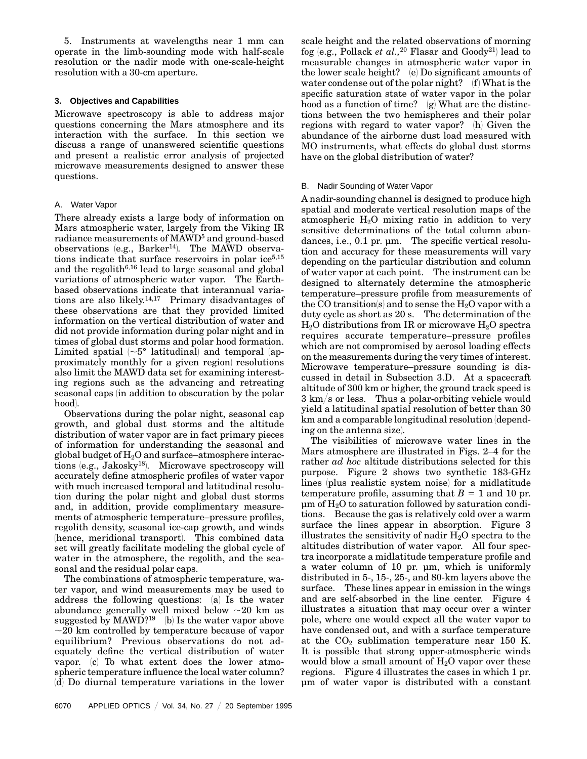5. Instruments at wavelengths near 1 mm can operate in the limb-sounding mode with half-scale resolution or the nadir mode with one-scale-height resolution with a 30-cm aperture.

## 3. Objectives and Capabilities

Microwave spectroscopy is able to address major questions concerning the Mars atmosphere and its interaction with the surface. In this section we discuss a range of unanswered scientific questions and present a realistic error analysis of projected microwave measurements designed to answer these questions.

### A. Water Vapor

There already exists a large body of information on Mars atmospheric water, largely from the Viking IR radiance measurements of MAWD[5] and ground-based observations (e.g., Barker[14]). The MAWD observations indicate that surface reservoirs in polar ice[5,15] and the regolith[6,16] lead to large seasonal and global variations of atmospheric water vapor. The Earth-based observations indicate that interannual variations are also likely.[14,17] Primary disadvantages of these observations are that they provided limited information on the vertical distribution of water and did not provide information during polar night and in times of global dust storms and polar hood formation. Limited spatial (~5° latitudinal) and temporal (approximately monthly for a given region) resolutions also limit the MAWD data set for examining interesting regions such as the advancing and retreating seasonal caps (in addition to obscuration by the polar hood).

Observations during the polar night, seasonal cap growth, and global dust storms and the altitude distribution of water vapor are in fact primary pieces of information for understanding the seasonal and global budget of $H_2O$ and surface–atmosphere interactions (e.g., Jakosky[18]). Microwave spectroscopy will accurately define atmospheric profiles of water vapor with much increased temporal and latitudinal resolution during the polar night and global dust storms and, in addition, provide complimentary measurements of atmospheric temperature–pressure profiles, regolith density, seasonal ice-cap growth, and winds (hence, meridional transport). This combined data set will greatly facilitate modeling the global cycle of water in the atmosphere, the regolith, and the seasonal and the residual polar caps.

The combinations of atmospheric temperature, water vapor, and wind measurements may be used to address the following questions: (a) Is the water abundance generally well mixed below ~20 km as suggested by MAWD?[19] (b) Is the water vapor above ~20 km controlled by temperature because of vapor equilibrium? Previous observations do not adequately define the vertical distribution of water vapor. (c) To what extent does the lower atmospheric temperature influence the local water column? (d) Do diurnal temperature variations in the lower scale height and the related observations of morning fog (e.g., Pollack *et al.*,[20] Flasar and Goody[21]) lead to measurable changes in atmospheric water vapor in the lower scale height? (e) Do significant amounts of water condense out of the polar night? (f) What is the specific saturation state of water vapor in the polar hood as a function of time? (g) What are the distinctions between the two hemispheres and their polar regions with regard to water vapor? (h) Given the abundance of the airborne dust load measured with MO instruments, what effects do global dust storms have on the global distribution of water?

### B. Nadir Sounding of Water Vapor

A nadir-sounding channel is designed to produce high spatial and moderate vertical resolution maps of the atmospheric $H_2O$ mixing ratio in addition to very sensitive determinations of the total column abundances, i.e., 0.1 pr. μm. The specific vertical resolution and accuracy for these measurements will vary depending on the particular distribution and column of water vapor at each point. The instrument can be designed to alternately determine the atmospheric temperature–pressure profile from measurements of the CO transition(s) and to sense the $H_2O$ vapor with a duty cycle as short as 20 s. The determination of the $H_2O$ distributions from IR or microwave $H_2O$ spectra requires accurate temperature–pressure profiles which are not compromised by aerosol loading effects on the measurements during the very times of interest. Microwave temperature–pressure sounding is discussed in detail in Subsection 3.D. At a spacecraft altitude of 300 km or higher, the ground track speed is 3 km/s or less. Thus a polar-orbiting vehicle would yield a latitudinal spatial resolution of better than 30 km and a comparable longitudinal resolution (depending on the antenna size).

The visibilities of microwave water lines in the Mars atmosphere are illustrated in Figs. 2–4 for the rather *ad hoc* altitude distributions selected for this purpose. Figure 2 shows two synthetic 183-GHz lines (plus realistic system noise) for a midlatitude temperature profile, assuming that $B = 1$ and 10 pr. μm of $H_2O$ to saturation followed by saturation conditions. Because the gas is relatively cold over a warm surface the lines appear in absorption. Figure 3 illustrates the sensitivity of nadir $H_2O$ spectra to the altitudes distribution of water vapor. All four spectra incorporate a midlatitude temperature profile and a water column of 10 pr. μm, which is uniformly distributed in 5-, 15-, 25-, and 80-km layers above the surface. These lines appear in emission in the wings and are self-absorbed in the line center. Figure 4 illustrates a situation that may occur over a winter pole, where one would expect all the water vapor to have condensed out, and with a surface temperature at the $CO_2$ sublimation temperature near 150 K. It is possible that strong upper-atmospheric winds would blow a small amount of $H_2O$ vapor over these regions. Figure 4 illustrates the cases in which 1 pr. μm of water vapor is distributed with a constant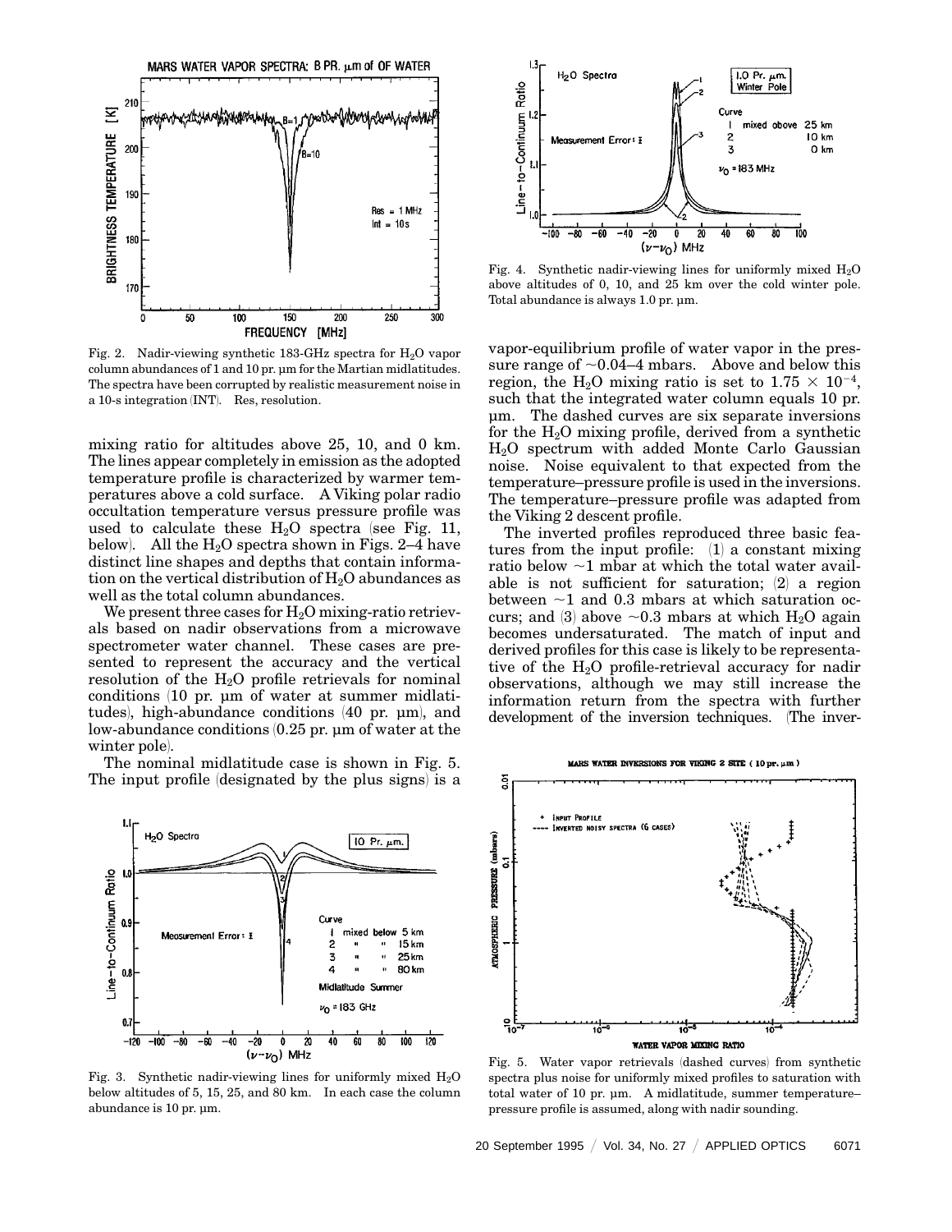Fig. 2. Nadir-viewing synthetic 183-GHz spectra for $H_2O$ vapor column abundances of 1 and 10 pr. µm for the Martian midlatitudes. The spectra have been corrupted by realistic measurement noise in a 10-s integration (INT). Res, resolution.

Fig. 4. Synthetic nadir-viewing lines for uniformly mixed $H_2O$ above altitudes of 0, 10, and 25 km over the cold winter pole. Total abundance is always 1.0 pr. µm.

mixing ratio for altitudes above 25, 10, and 0 km. The lines appear completely in emission as the adopted temperature profile is characterized by warmer temperatures above a cold surface. A Viking polar radio occultation temperature versus pressure profile was used to calculate these $H_2O$ spectra (see Fig. 11, below). All the $H_2O$ spectra shown in Figs. 2–4 have distinct line shapes and depths that contain information on the vertical distribution of $H_2O$ abundances as well as the total column abundances.

We present three cases for $H_2O$ mixing-ratio retrievals based on nadir observations from a microwave spectrometer water channel. These cases are presented to represent the accuracy and the vertical resolution of the $H_2O$ profile retrievals for nominal conditions (10 pr. µm of water at summer midlatitudes), high-abundance conditions (40 pr. µm), and low-abundance conditions (0.25 pr. µm of water at the winter pole).

The nominal midlatitude case is shown in Fig. 5. The input profile (designated by the plus signs) is a vapor-equilibrium profile of water vapor in the pressure range of ~0.04–4 mbars. Above and below this region, the $H_2O$ mixing ratio is set to $1.75 \times 10^{-4}$, such that the integrated water column equals 10 pr. µm. The dashed curves are six separate inversions for the $H_2O$ mixing profile, derived from a synthetic $H_2O$ spectrum with added Monte Carlo Gaussian noise. Noise equivalent to that expected from the temperature–pressure profile is used in the inversions. The temperature–pressure profile was adapted from the Viking 2 descent profile.

The inverted profiles reproduced three basic features from the input profile: (1) a constant mixing ratio below ~1 mbar at which the total water available is not sufficient for saturation; (2) a region between ~1 and 0.3 mbars at which saturation occurs; and (3) above ~0.3 mbars at which $H_2O$ again becomes undersaturated. The match of input and derived profiles for this case is likely to be representative of the $H_2O$ profile-retrieval accuracy for nadir observations, although we may still increase the information return from the spectra with further development of the inversion techniques. (The inver-

Fig. 3. Synthetic nadir-viewing lines for uniformly mixed $H_2O$ below altitudes of 5, 15, 25, and 80 km. In each case the column abundance is 10 pr. µm.

Fig. 5. Water vapor retrievals (dashed curves) from synthetic spectra plus noise for uniformly mixed profiles to saturation with total water of 10 pr. µm. A midlatitude, summer temperature–pressure profile is assumed, along with nadir sounding.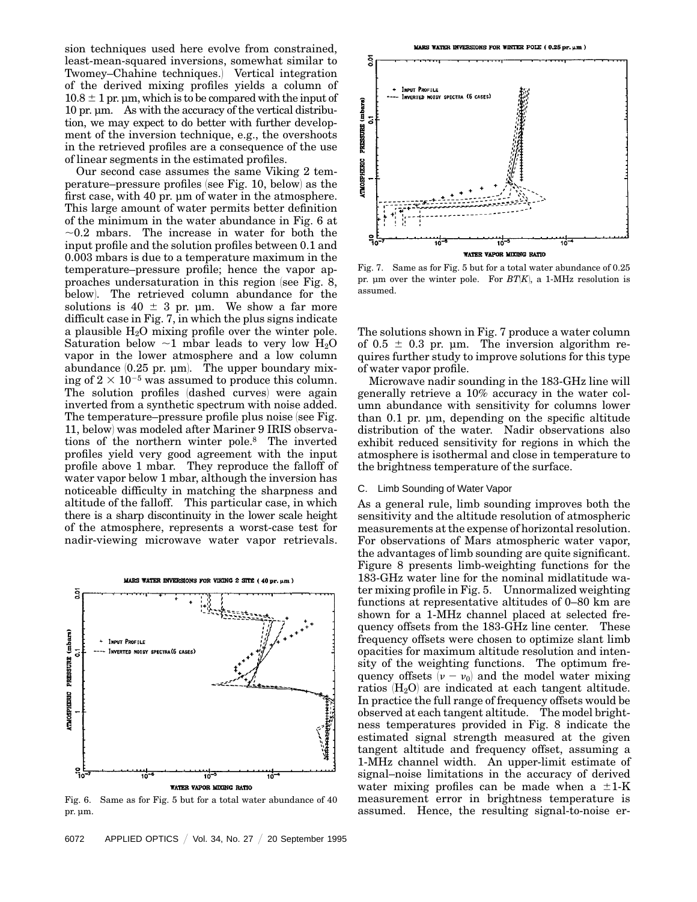sion techniques used here evolve from constrained, least-mean-squared inversions, somewhat similar to Twomey–Chahine techniques.) Vertical integration of the derived mixing profiles yields a column of $10.8 \pm 1$ pr. μm, which is to be compared with the input of 10 pr. μm. As with the accuracy of the vertical distribution, we may expect to do better with further development of the inversion technique, e.g., the overshoots in the retrieved profiles are a consequence of the use of linear segments in the estimated profiles.

Our second case assumes the same Viking 2 temperature–pressure profiles (see Fig. 10, below) as the first case, with 40 pr. μm of water in the atmosphere. This large amount of water permits better definition of the minimum in the water abundance in Fig. 6 at ~0.2 mbars. The increase in water for both the input profile and the solution profiles between 0.1 and 0.003 mbars is due to a temperature maximum in the temperature–pressure profile; hence the vapor approaches undersaturation in this region (see Fig. 8, below). The retrieved column abundance for the solutions is $40 \pm 3$ pr. μm. We show a far more difficult case in Fig. 7, in which the plus signs indicate a plausible $H_2O$ mixing profile over the winter pole. Saturation below ~1 mbar leads to very low $H_2O$ vapor in the lower atmosphere and a low column abundance (0.25 pr. μm). The upper boundary mixing of $2 \times 10^{-5}$ was assumed to produce this column. The solution profiles (dashed curves) were again inverted from a synthetic spectrum with noise added. The temperature–pressure profile plus noise (see Fig. 11, below) was modeled after Mariner 9 IRIS observations of the northern winter pole.[8] The inverted profiles yield very good agreement with the input profile above 1 mbar. They reproduce the falloff of water vapor below 1 mbar, although the inversion has noticeable difficulty in matching the sharpness and altitude of the falloff. This particular case, in which there is a sharp discontinuity in the lower scale height of the atmosphere, represents a worst-case test for nadir-viewing microwave water vapor retrievals.

Fig. 6. Same as for Fig. 5 but for a total water abundance of 40 pr. μm.

Fig. 7. Same as for Fig. 5 but for a total water abundance of 0.25 pr. μm over the winter pole. For $BT(K)$, a 1-MHz resolution is assumed.

The solutions shown in Fig. 7 produce a water column of $0.5 \pm 0.3$ pr. μm. The inversion algorithm requires further study to improve solutions for this type of water vapor profile.

Microwave nadir sounding in the 183-GHz line will generally retrieve a 10% accuracy in the water column abundance with sensitivity for columns lower than 0.1 pr. μm, depending on the specific altitude distribution of the water. Nadir observations also exhibit reduced sensitivity for regions in which the atmosphere is isothermal and close in temperature to the brightness temperature of the surface.

### C. Limb Sounding of Water Vapor

As a general rule, limb sounding improves both the sensitivity and the altitude resolution of atmospheric measurements at the expense of horizontal resolution. For observations of Mars atmospheric water vapor, the advantages of limb sounding are quite significant. Figure 8 presents limb-weighting functions for the 183-GHz water line for the nominal midlatitude water mixing profile in Fig. 5. Unnormalized weighting functions at representative altitudes of 0–80 km are shown for a 1-MHz channel placed at selected frequency offsets from the 183-GHz line center. These frequency offsets were chosen to optimize slant limb opacities for maximum altitude resolution and intensity of the weighting functions. The optimum frequency offsets $(\nu - \nu_0)$ and the model water mixing ratios ($H_2O$) are indicated at each tangent altitude. In practice the full range of frequency offsets would be observed at each tangent altitude. The model brightness temperatures provided in Fig. 8 indicate the estimated signal strength measured at the given tangent altitude and frequency offset, assuming a 1-MHz channel width. An upper-limit estimate of signal–noise limitations in the accuracy of derived water mixing profiles can be made when a ±1-K measurement error in brightness temperature is assumed. Hence, the resulting signal-to-noise er-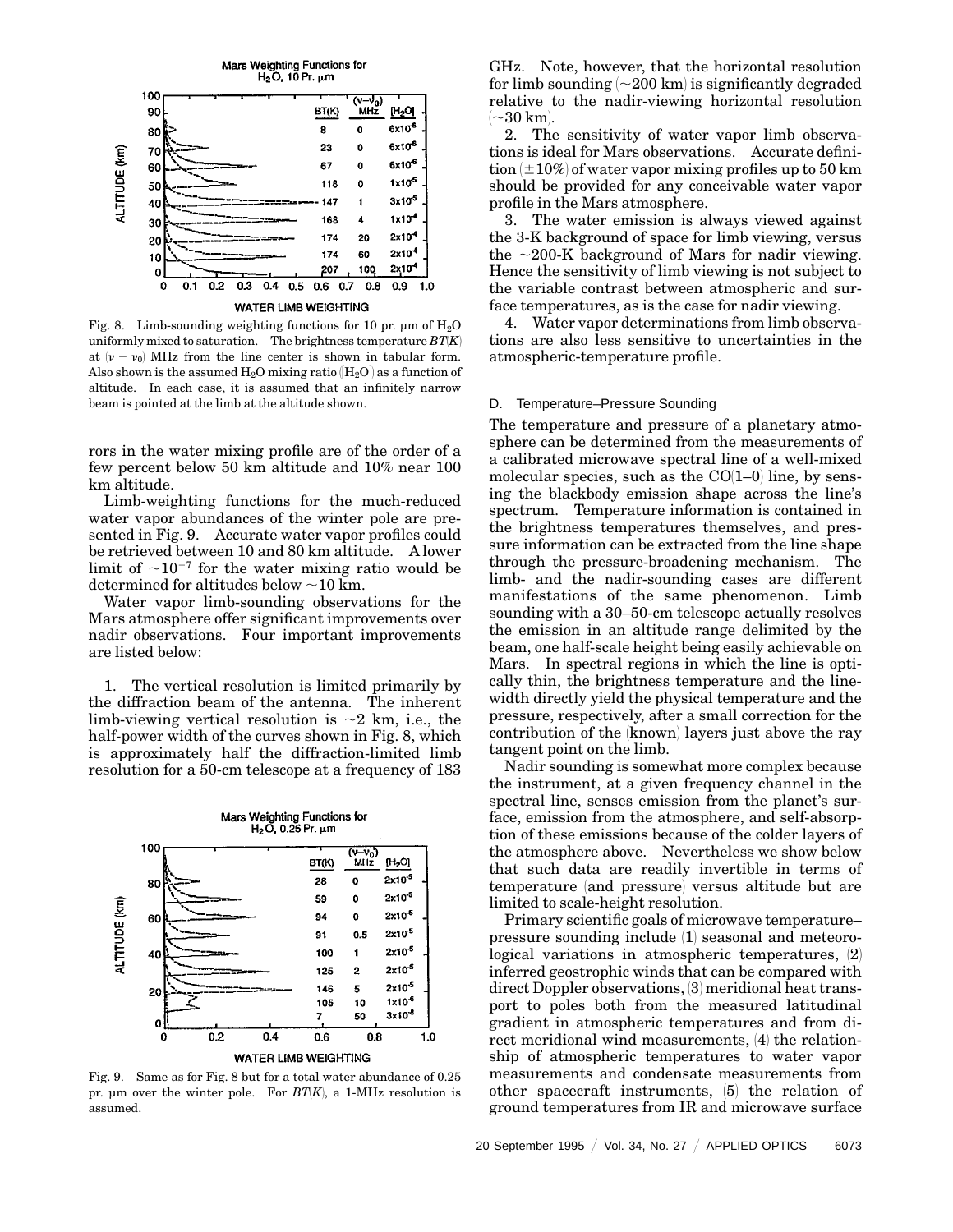Fig. 8. Limb-sounding weighting functions for 10 pr. μm of $H_2O$ uniformly mixed to saturation. The brightness temperature $BT(K)$ at $(\nu - \nu_0)$ MHz from the line center is shown in tabular form. Also shown is the assumed $H_2O$ mixing ratio ($[H_2O]$) as a function of altitude. In each case, it is assumed that an infinitely narrow beam is pointed at the limb at the altitude shown.

rors in the water mixing profile are of the order of a few percent below 50 km altitude and 10% near 100 km altitude.

Limb-weighting functions for the much-reduced water vapor abundances of the winter pole are presented in Fig. 9. Accurate water vapor profiles could be retrieved between 10 and 80 km altitude. A lower limit of $\sim 10^{-7}$ for the water mixing ratio would be determined for altitudes below ~10 km.

Water vapor limb-sounding observations for the Mars atmosphere offer significant improvements over nadir observations. Four important improvements are listed below:

1. The vertical resolution is limited primarily by the diffraction beam of the antenna. The inherent limb-viewing vertical resolution is ~2 km, i.e., the half-power width of the curves shown in Fig. 8, which is approximately half the diffraction-limited limb resolution for a 50-cm telescope at a frequency of 183 GHz. Note, however, that the horizontal resolution for limb sounding (~200 km) is significantly degraded relative to the nadir-viewing horizontal resolution (~30 km).
2. The sensitivity of water vapor limb observations is ideal for Mars observations. Accurate definition (±10%) of water vapor mixing profiles up to 50 km should be provided for any conceivable water vapor profile in the Mars atmosphere.
3. The water emission is always viewed against the 3-K background of space for limb viewing, versus the ~200-K background of Mars for nadir viewing. Hence the sensitivity of limb viewing is not subject to the variable contrast between atmospheric and surface temperatures, as is the case for nadir viewing.
4. Water vapor determinations from limb observations are also less sensitive to uncertainties in the atmospheric-temperature profile.

Fig. 9. Same as for Fig. 8 but for a total water abundance of 0.25 pr. μm over the winter pole. For $BT(K)$, a 1-MHz resolution is assumed.

### D. Temperature–Pressure Sounding

The temperature and pressure of a planetary atmosphere can be determined from the measurements of a calibrated microwave spectral line of a well-mixed molecular species, such as the CO(1–0) line, by sensing the blackbody emission shape across the line's spectrum. Temperature information is contained in the brightness temperatures themselves, and pressure information can be extracted from the line shape through the pressure-broadening mechanism. The limb- and the nadir-sounding cases are different manifestations of the same phenomenon. Limb sounding with a 30–50-cm telescope actually resolves the emission in an altitude range delimited by the beam, one half-scale height being easily achievable on Mars. In spectral regions in which the line is optically thin, the brightness temperature and the linewidth directly yield the physical temperature and the pressure, respectively, after a small correction for the contribution of the (known) layers just above the ray tangent point on the limb.

Nadir sounding is somewhat more complex because the instrument, at a given frequency channel in the spectral line, senses emission from the planet's surface, emission from the atmosphere, and self-absorption of these emissions because of the colder layers of the atmosphere above. Nevertheless we show below that such data are readily invertible in terms of temperature (and pressure) versus altitude but are limited to scale-height resolution.

Primary scientific goals of microwave temperature–pressure sounding include (1) seasonal and meteorological variations in atmospheric temperatures, (2) inferred geostrophic winds that can be compared with direct Doppler observations, (3) meridional heat transport to poles both from the measured latitudinal gradient in atmospheric temperatures and from direct meridional wind measurements, (4) the relationship of atmospheric temperatures to water vapor measurements and condensate measurements from other spacecraft instruments, (5) the relation of ground temperatures from IR and microwave surface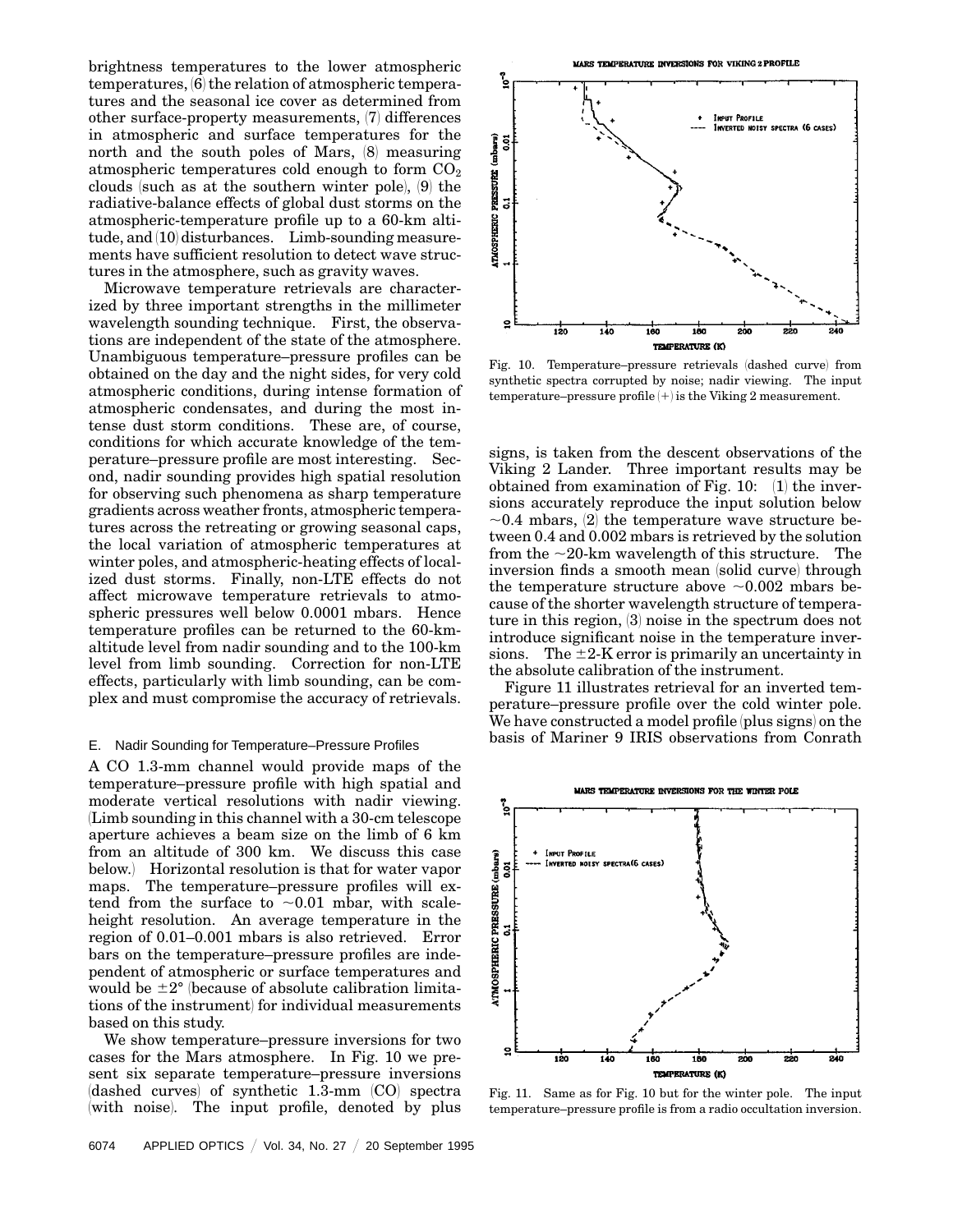brightness temperatures to the lower atmospheric temperatures, (6) the relation of atmospheric temperatures and the seasonal ice cover as determined from other surface-property measurements, (7) differences in atmospheric and surface temperatures for the north and the south poles of Mars, (8) measuring atmospheric temperatures cold enough to form $CO_2$ clouds (such as at the southern winter pole), (9) the radiative-balance effects of global dust storms on the atmospheric-temperature profile up to a 60-km altitude, and (10) disturbances. Limb-sounding measurements have sufficient resolution to detect wave structures in the atmosphere, such as gravity waves.

Microwave temperature retrievals are characterized by three important strengths in the millimeter wavelength sounding technique. First, the observations are independent of the state of the atmosphere. Unambiguous temperature–pressure profiles can be obtained on the day and the night sides, for very cold atmospheric conditions, during intense formation of atmospheric condensates, and during the most intense dust storm conditions. These are, of course, conditions for which accurate knowledge of the temperature–pressure profile are most interesting. Second, nadir sounding provides high spatial resolution for observing such phenomena as sharp temperature gradients across weather fronts, atmospheric temperatures across the retreating or growing seasonal caps, the local variation of atmospheric temperatures at winter poles, and atmospheric-heating effects of localized dust storms. Finally, non-LTE effects do not affect microwave temperature retrievals to atmospheric pressures well below 0.0001 mbars. Hence temperature profiles can be returned to the 60-km-altitude level from nadir sounding and to the 100-km level from limb sounding. Correction for non-LTE effects, particularly with limb sounding, can be complex and must compromise the accuracy of retrievals.

### E. Nadir Sounding for Temperature–Pressure Profiles

A CO 1.3-mm channel would provide maps of the temperature–pressure profile with high spatial and moderate vertical resolutions with nadir viewing. (Limb sounding in this channel with a 30-cm telescope aperture achieves a beam size on the limb of 6 km from an altitude of 300 km. We discuss this case below.) Horizontal resolution is that for water vapor maps. The temperature–pressure profiles will extend from the surface to ~0.01 mbar, with scale-height resolution. An average temperature in the region of 0.01–0.001 mbars is also retrieved. Error bars on the temperature–pressure profiles are independent of atmospheric or surface temperatures and would be ±2° (because of absolute calibration limitations of the instrument) for individual measurements based on this study.

We show temperature–pressure inversions for two cases for the Mars atmosphere. In Fig. 10 we present six separate temperature–pressure inversions (dashed curves) of synthetic 1.3-mm (CO) spectra (with noise). The input profile, denoted by plus signs, is taken from the descent observations of the Viking 2 Lander. Three important results may be obtained from examination of Fig. 10: (1) the inversions accurately reproduce the input solution below ~0.4 mbars, (2) the temperature wave structure between 0.4 and 0.002 mbars is retrieved by the solution from the ~20-km wavelength of this structure. The inversion finds a smooth mean (solid curve) through the temperature structure above ~0.002 mbars because of the shorter wavelength structure of temperature in this region, (3) noise in the spectrum does not introduce significant noise in the temperature inversions. The ±2-K error is primarily an uncertainty in the absolute calibration of the instrument.

Fig. 10. Temperature–pressure retrievals (dashed curve) from synthetic spectra corrupted by noise; nadir viewing. The input temperature–pressure profile (+) is the Viking 2 measurement.

Figure 11 illustrates retrieval for an inverted temperature–pressure profile over the cold winter pole. We have constructed a model profile (plus signs) on the basis of Mariner 9 IRIS observations from Conrath

Fig. 11. Same as for Fig. 10 but for the winter pole. The input temperature–pressure profile is from a radio occultation inversion.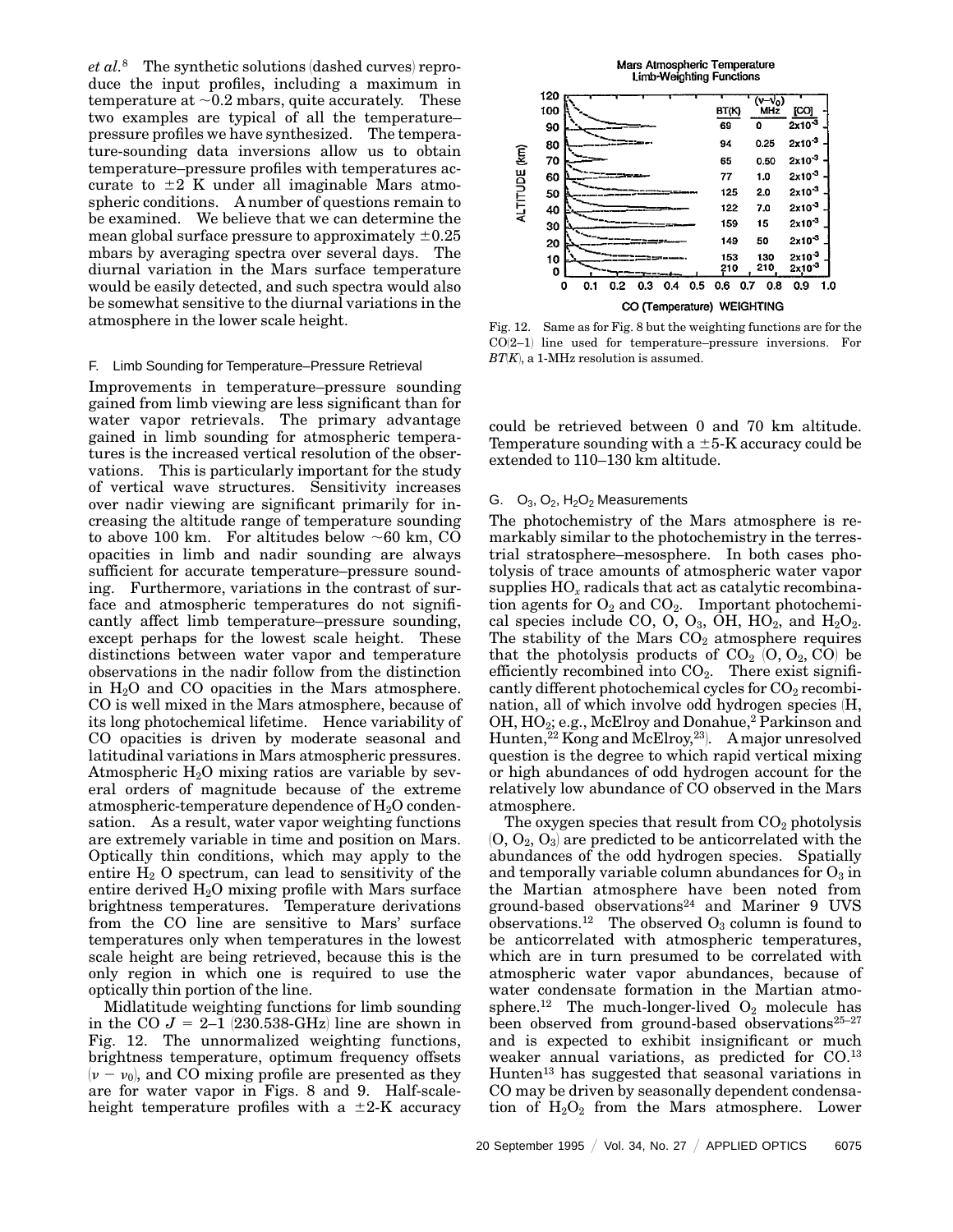*et al.*[8] The synthetic solutions (dashed curves) reproduce the input profiles, including a maximum in temperature at ~0.2 mbars, quite accurately. These two examples are typical of all the temperature–pressure profiles we have synthesized. The temperature-sounding data inversions allow us to obtain temperature–pressure profiles with temperatures accurate to ±2 K under all imaginable Mars atmospheric conditions. A number of questions remain to be examined. We believe that we can determine the mean global surface pressure to approximately ±0.25 mbars by averaging spectra over several days. The diurnal variation in the Mars surface temperature would be easily detected, and such spectra would also be somewhat sensitive to the diurnal variations in the atmosphere in the lower scale height.

### F. Limb Sounding for Temperature–Pressure Retrieval

Improvements in temperature–pressure sounding gained from limb viewing are less significant than for water vapor retrievals. The primary advantage gained in limb sounding for atmospheric temperatures is the increased vertical resolution of the observations. This is particularly important for the study of vertical wave structures. Sensitivity increases over nadir viewing are significant primarily for increasing the altitude range of temperature sounding to above 100 km. For altitudes below ~60 km, CO opacities in limb and nadir sounding are always sufficient for accurate temperature–pressure sounding. Furthermore, variations in the contrast of surface and atmospheric temperatures do not significantly affect limb temperature–pressure sounding, except perhaps for the lowest scale height. These distinctions between water vapor and temperature observations in the nadir follow from the distinction in $H_2O$ and CO opacities in the Mars atmosphere. CO is well mixed in the Mars atmosphere, because of its long photochemical lifetime. Hence variability of CO opacities is driven by moderate seasonal and latitudinal variations in Mars atmospheric pressures. Atmospheric $H_2O$ mixing ratios are variable by several orders of magnitude because of the extreme atmospheric-temperature dependence of $H_2O$ condensation. As a result, water vapor weighting functions are extremely variable in time and position on Mars. Optically thin conditions, which may apply to the entire $H_2O$ spectrum, can lead to sensitivity of the entire derived $H_2O$ mixing profile with Mars surface brightness temperatures. Temperature derivations from the CO line are sensitive to Mars' surface temperatures only when temperatures in the lowest scale height are being retrieved, because this is the only region in which one is required to use the optically thin portion of the line.

Midlatitude weighting functions for limb sounding in the CO $J = 2$–1 (230.538-GHz) line are shown in Fig. 12. The unnormalized weighting functions, brightness temperature, optimum frequency offsets ($\nu - \nu_0$), and CO mixing profile are presented as they are for water vapor in Figs. 8 and 9. Half-scale-height temperature profiles with a ±2-K accuracy could be retrieved between 0 and 70 km altitude. Temperature sounding with a ±5-K accuracy could be extended to 110–130 km altitude.

Fig. 12. Same as for Fig. 8 but the weighting functions are for the CO(2–1) line used for temperature–pressure inversions. For $BT(K)$, a 1-MHz resolution is assumed.

### G. $O_3$, $O_2$, $H_2O_2$ Measurements

The photochemistry of the Mars atmosphere is remarkably similar to the photochemistry in the terrestrial stratosphere–mesosphere. In both cases photolysis of trace amounts of atmospheric water vapor supplies $HO_x$ radicals that act as catalytic recombination agents for $O_2$ and $CO_2$. Important photochemical species include CO, O, $O_3$, OH, $HO_2$, and $H_2O_2$. The stability of the Mars $CO_2$ atmosphere requires that the photolysis products of $CO_2$ (O, $O_2$, CO) be efficiently recombined into $CO_2$. There exist significantly different photochemical cycles for $CO_2$ recombination, all of which involve odd hydrogen species (H, OH, $HO_2$; e.g., McElroy and Donahue,[2] Parkinson and Hunten,[22] Kong and McElroy,[23]). A major unresolved question is the degree to which rapid vertical mixing or high abundances of odd hydrogen account for the relatively low abundance of CO observed in the Mars atmosphere.

The oxygen species that result from $CO_2$ photolysis (O, $O_2$, $O_3$) are predicted to be anticorrelated with the abundances of the odd hydrogen species. Spatially and temporally variable column abundances for $O_3$ in the Martian atmosphere have been noted from ground-based observations[24] and Mariner 9 UVS observations.[12] The observed $O_3$ column is found to be anticorrelated with atmospheric temperatures, which are in turn presumed to be correlated with atmospheric water vapor abundances, because of water condensate formation in the Martian atmosphere.[12] The much-longer-lived $O_2$ molecule has been observed from ground-based observations[25–27] and is expected to exhibit insignificant or much weaker annual variations, as predicted for CO.[13] Hunten[13] has suggested that seasonal variations in CO may be driven by seasonally dependent condensation of $H_2O_2$ from the Mars atmosphere. Lower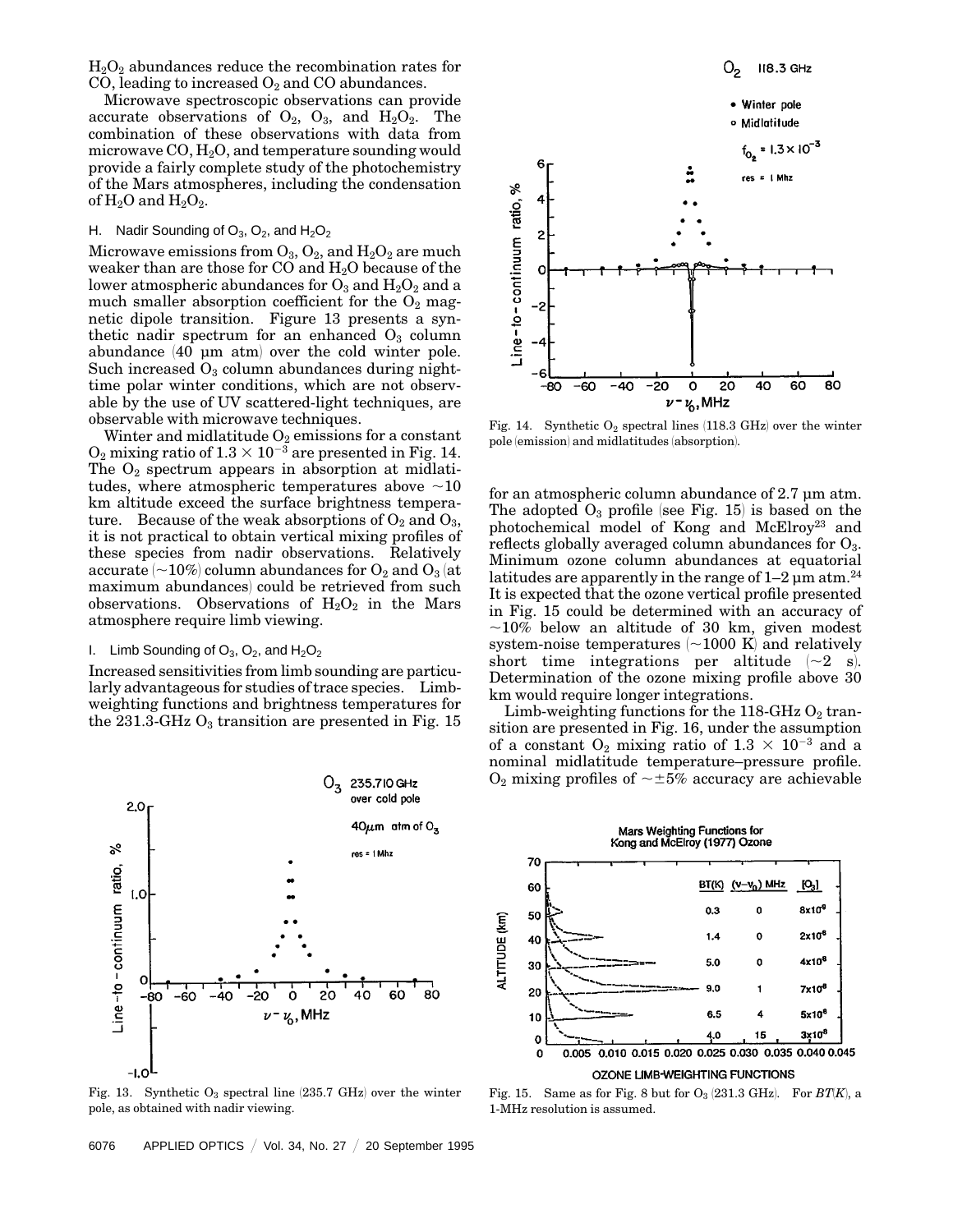$H_2O_2$ abundances reduce the recombination rates for CO, leading to increased $O_2$ and CO abundances.

Microwave spectroscopic observations can provide accurate observations of $O_2$, $O_3$, and $H_2O_2$. The combination of these observations with data from microwave CO, $H_2O$, and temperature sounding would provide a fairly complete study of the photochemistry of the Mars atmospheres, including the condensation of $H_2O$ and $H_2O_2$.

### H. Nadir Sounding of $O_3$, $O_2$, and $H_2O_2$

Microwave emissions from $O_3$, $O_2$, and $H_2O_2$ are much weaker than are those for CO and $H_2O$ because of the lower atmospheric abundances for $O_3$ and $H_2O_2$ and a much smaller absorption coefficient for the $O_2$ magnetic dipole transition. Figure 13 presents a synthetic nadir spectrum for an enhanced $O_3$ column abundance (40 µm atm) over the cold winter pole. Such increased $O_3$ column abundances during nighttime polar winter conditions, which are not observable by the use of UV scattered-light techniques, are observable with microwave techniques.

Winter and midlatitude $O_2$ emissions for a constant $O_2$ mixing ratio of $1.3 \times 10^{-3}$ are presented in Fig. 14. The $O_2$ spectrum appears in absorption at midlatitudes, where atmospheric temperatures above ~10 km altitude exceed the surface brightness temperature. Because of the weak absorptions of $O_2$ and $O_3$, it is not practical to obtain vertical mixing profiles of these species from nadir observations. Relatively accurate (~10%) column abundances for $O_2$ and $O_3$ (at maximum abundances) could be retrieved from such observations. Observations of $H_2O_2$ in the Mars atmosphere require limb viewing.

### I. Limb Sounding of $O_3$, $O_2$, and $H_2O_2$

Increased sensitivities from limb sounding are particularly advantageous for studies of trace species. Limb-weighting functions and brightness temperatures for the 231.3-GHz $O_3$ transition are presented in Fig. 15 for an atmospheric column abundance of 2.7 µm atm. The adopted $O_3$ profile (see Fig. 15) is based on the photochemical model of Kong and McElroy[23] and reflects globally averaged column abundances for $O_3$. Minimum ozone column abundances at equatorial latitudes are apparently in the range of 1–2 µm atm.[24] It is expected that the ozone vertical profile presented in Fig. 15 could be determined with an accuracy of ~10% below an altitude of 30 km, given modest system-noise temperatures (~1000 K) and relatively short time integrations per altitude (~2 s). Determination of the ozone mixing profile above 30 km would require longer integrations.

Limb-weighting functions for the 118-GHz $O_2$ transition are presented in Fig. 16, under the assumption of a constant $O_2$ mixing ratio of $1.3 \times 10^{-3}$ and a nominal midlatitude temperature–pressure profile. $O_2$ mixing profiles of ~±5% accuracy are achievable

Fig. 14. Synthetic $O_2$ spectral lines (118.3 GHz) over the winter pole (emission) and midlatitudes (absorption).

Fig. 13. Synthetic $O_3$ spectral line (235.7 GHz) over the winter pole, as obtained with nadir viewing.

Fig. 15. Same as for Fig. 8 but for $O_3$ (231.3 GHz). For *BT*(*K*), a 1-MHz resolution is assumed.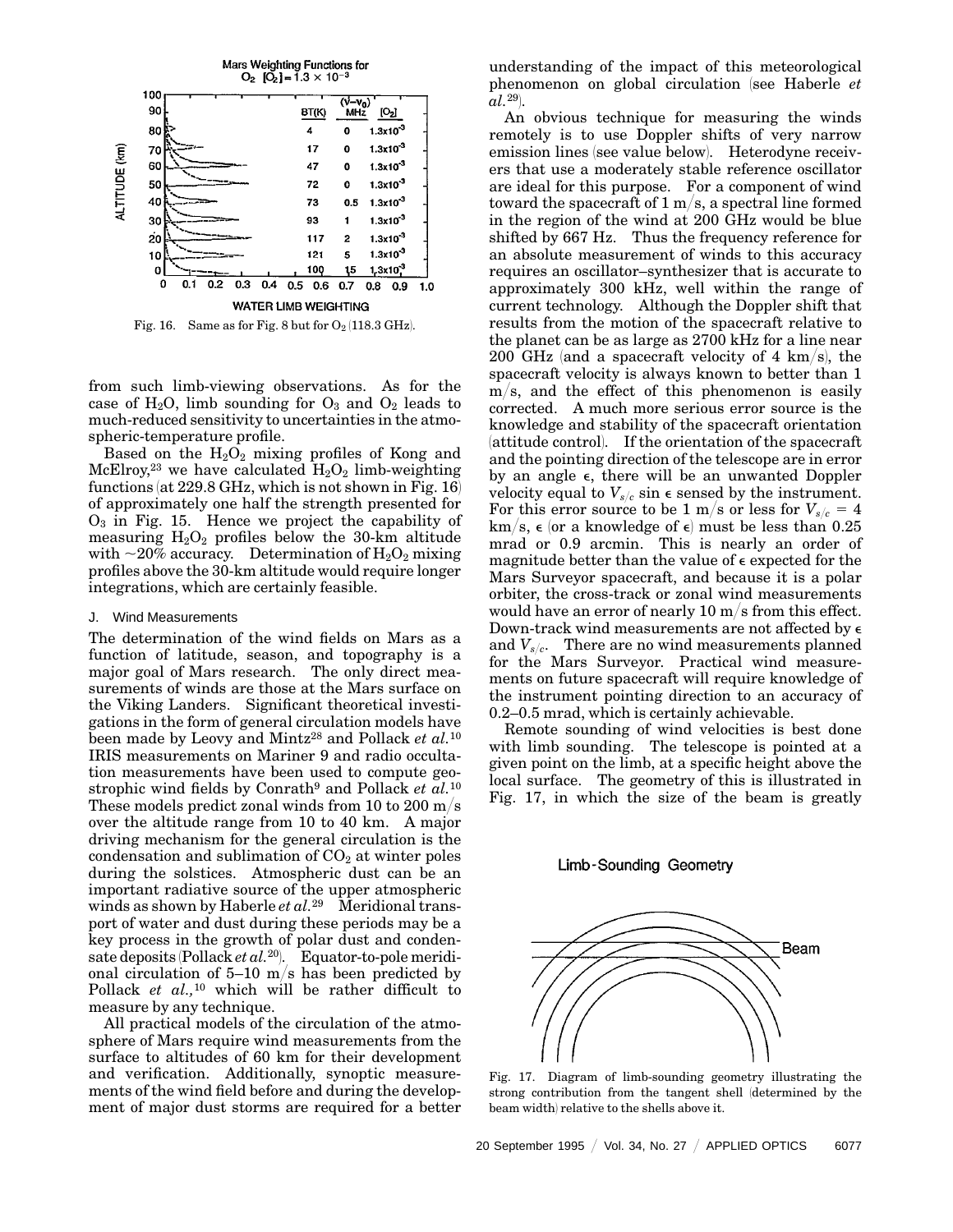Fig. 16. Same as for Fig. 8 but for $O_2$ (118.3 GHz).

from such limb-viewing observations. As for the case of $H_2O$, limb sounding for $O_3$ and $O_2$ leads to much-reduced sensitivity to uncertainties in the atmospheric-temperature profile.

Based on the $H_2O_2$ mixing profiles of Kong and McElroy,[23] we have calculated $H_2O_2$ limb-weighting functions (at 229.8 GHz, which is not shown in Fig. 16) of approximately one half the strength presented for $O_3$ in Fig. 15. Hence we project the capability of measuring $H_2O_2$ profiles below the 30-km altitude with ~20% accuracy. Determination of $H_2O_2$ mixing profiles above the 30-km altitude would require longer integrations, which are certainly feasible.

### J. Wind Measurements

The determination of the wind fields on Mars as a function of latitude, season, and topography is a major goal of Mars research. The only direct measurements of winds are those at the Mars surface on the Viking Landers. Significant theoretical investigations in the form of general circulation models have been made by Leovy and Mintz[28] and Pollack *et al.*[10] IRIS measurements on Mariner 9 and radio occultation measurements have been used to compute geostrophic wind fields by Conrath[9] and Pollack *et al.*[10] These models predict zonal winds from 10 to 200 m/s over the altitude range from 10 to 40 km. A major driving mechanism for the general circulation is the condensation and sublimation of $CO_2$ at winter poles during the solstices. Atmospheric dust can be an important radiative source of the upper atmospheric winds as shown by Haberle *et al.*[29] Meridional transport of water and dust during these periods may be a key process in the growth of polar dust and condensate deposits (Pollack *et al.*[20]). Equator-to-pole meridional circulation of 5–10 m/s has been predicted by Pollack *et al.*,[10] which will be rather difficult to measure by any technique.

All practical models of the circulation of the atmosphere of Mars require wind measurements from the surface to altitudes of 60 km for their development and verification. Additionally, synoptic measurements of the wind field before and during the development of major dust storms are required for a better understanding of the impact of this meteorological phenomenon on global circulation (see Haberle *et al.*[29]).

An obvious technique for measuring the winds remotely is to use Doppler shifts of very narrow emission lines (see value below). Heterodyne receivers that use a moderately stable reference oscillator are ideal for this purpose. For a component of wind toward the spacecraft of 1 m/s, a spectral line formed in the region of the wind at 200 GHz would be blue shifted by 667 Hz. Thus the frequency reference for an absolute measurement of winds to this accuracy requires an oscillator–synthesizer that is accurate to approximately 300 kHz, well within the range of current technology. Although the Doppler shift that results from the motion of the spacecraft relative to the planet can be as large as 2700 kHz for a line near 200 GHz (and a spacecraft velocity of 4 km/s), the spacecraft velocity is always known to better than 1 m/s, and the effect of this phenomenon is easily corrected. A much more serious error source is the knowledge and stability of the spacecraft orientation (attitude control). If the orientation of the spacecraft and the pointing direction of the telescope are in error by an angle $\epsilon$, there will be an unwanted Doppler velocity equal to $V_{s/c} \sin \epsilon$ sensed by the instrument. For this error source to be 1 m/s or less for $V_{s/c} = 4$ km/s, $\epsilon$ (or a knowledge of $\epsilon$) must be less than 0.25 mrad or 0.9 arcmin. This is nearly an order of magnitude better than the value of $\epsilon$ expected for the Mars Surveyor spacecraft, and because it is a polar orbiter, the cross-track or zonal wind measurements would have an error of nearly 10 m/s from this effect. Down-track wind measurements are not affected by $\epsilon$ and $V_{s/c}$. There are no wind measurements planned for the Mars Surveyor. Practical wind measurements on future spacecraft will require knowledge of the instrument pointing direction to an accuracy of 0.2–0.5 mrad, which is certainly achievable.

Remote sounding of wind velocities is best done with limb sounding. The telescope is pointed at a given point on the limb, at a specific height above the local surface. The geometry of this is illustrated in Fig. 17, in which the size of the beam is greatly

Fig. 17. Diagram of limb-sounding geometry illustrating the strong contribution from the tangent shell (determined by the beam width) relative to the shells above it.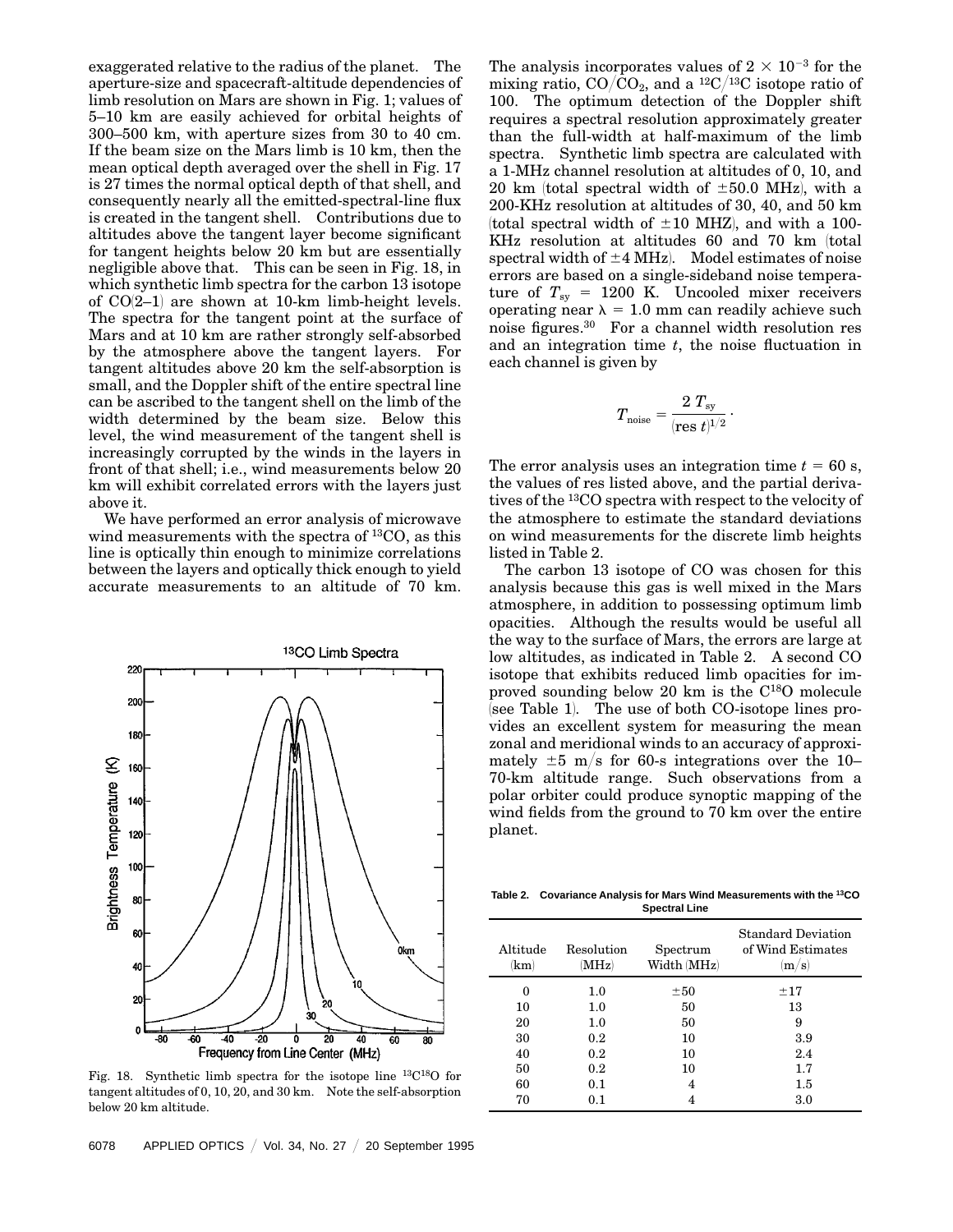exaggerated relative to the radius of the planet. The aperture-size and spacecraft-altitude dependencies of limb resolution on Mars are shown in Fig. 1; values of 5–10 km are easily achieved for orbital heights of 300–500 km, with aperture sizes from 30 to 40 cm. If the beam size on the Mars limb is 10 km, then the mean optical depth averaged over the shell in Fig. 17 is 27 times the normal optical depth of that shell, and consequently nearly all the emitted-spectral-line flux is created in the tangent shell. Contributions due to altitudes above the tangent layer become significant for tangent heights below 20 km but are essentially negligible above that. This can be seen in Fig. 18, in which synthetic limb spectra for the carbon 13 isotope of CO(2–1) are shown at 10-km limb-height levels. The spectra for the tangent point at the surface of Mars and at 10 km are rather strongly self-absorbed by the atmosphere above the tangent layers. For tangent altitudes above 20 km the self-absorption is small, and the Doppler shift of the entire spectral line can be ascribed to the tangent shell on the limb of the width determined by the beam size. Below this level, the wind measurement of the tangent shell is increasingly corrupted by the winds in the layers in front of that shell; i.e., wind measurements below 20 km will exhibit correlated errors with the layers just above it.

We have performed an error analysis of microwave wind measurements with the spectra of $^{13}CO$, as this line is optically thin enough to minimize correlations between the layers and optically thick enough to yield accurate measurements to an altitude of 70 km.

Fig. 18. Synthetic limb spectra for the isotope line $^{13}C^{18}O$ for tangent altitudes of 0, 10, 20, and 30 km. Note the self-absorption below 20 km altitude.

The analysis incorporates values of $2 \times 10^{-3}$ for the mixing ratio, $CO/CO_2$, and a $^{12}C/^{13}C$ isotope ratio of 100. The optimum detection of the Doppler shift requires a spectral resolution approximately greater than the full-width at half-maximum of the limb spectra. Synthetic limb spectra are calculated with a 1-MHz channel resolution at altitudes of 0, 10, and 20 km (total spectral width of $\pm 50.0$ MHz), with a 200-KHz resolution at altitudes of 30, 40, and 50 km (total spectral width of $\pm 10$ MHZ), and with a 100-KHz resolution at altitudes 60 and 70 km (total spectral width of $\pm 4$ MHz). Model estimates of noise errors are based on a single-sideband noise temperature of $T_{sy} = 1200$ K. Uncooled mixer receivers operating near $\lambda = 1.0$ mm can readily achieve such noise figures.[30] For a channel width resolution res and an integration time $t$, the noise fluctuation in each channel is given by

$$T_{\text{noise}} = \frac{2\,T_{sy}}{(\text{res}\ t)^{1/2}}.$$

The error analysis uses an integration time $t = 60$ s, the values of res listed above, and the partial derivatives of the $^{13}CO$ spectra with respect to the velocity of the atmosphere to estimate the standard deviations on wind measurements for the discrete limb heights listed in Table 2.

The carbon 13 isotope of CO was chosen for this analysis because this gas is well mixed in the Mars atmosphere, in addition to possessing optimum limb opacities. Although the results would be useful all the way to the surface of Mars, the errors are large at low altitudes, as indicated in Table 2. A second CO isotope that exhibits reduced limb opacities for improved sounding below 20 km is the $C^{18}O$ molecule (see Table 1). The use of both CO-isotope lines provides an excellent system for measuring the mean zonal and meridional winds to an accuracy of approximately $\pm 5$ m/s for 60-s integrations over the 10–70-km altitude range. Such observations from a polar orbiter could produce synoptic mapping of the wind fields from the ground to 70 km over the entire planet.

**Table 2. Covariance Analysis for Mars Wind Measurements with the $^{13}CO$ Spectral Line**

| Altitude (km) | Resolution (MHz) | Spectrum Width (MHz) | Standard Deviation of Wind Estimates (m/s) |
|---|---|---|---|
| 0 | 1.0 | ±50 | ±17 |
| 10 | 1.0 | 50 | 13 |
| 20 | 1.0 | 50 | 9 |
| 30 | 0.2 | 10 | 3.9 |
| 40 | 0.2 | 10 | 2.4 |
| 50 | 0.2 | 10 | 1.7 |
| 60 | 0.1 | 4 | 1.5 |
| 70 | 0.1 | 4 | 3.0 |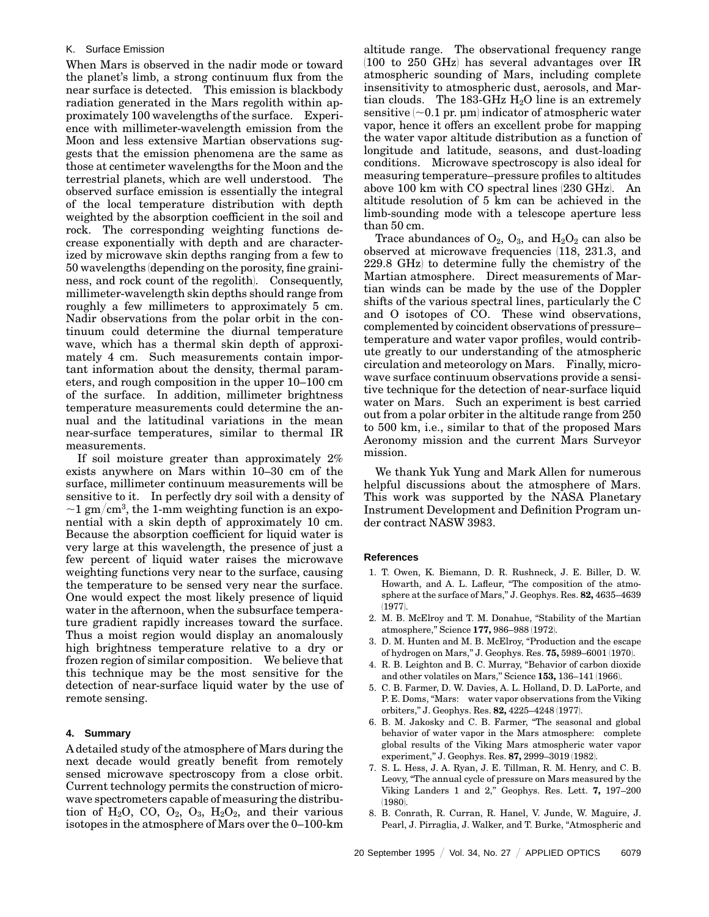### K. Surface Emission

When Mars is observed in the nadir mode or toward the planet's limb, a strong continuum flux from the near surface is detected. This emission is blackbody radiation generated in the Mars regolith within approximately 100 wavelengths of the surface. Experience with millimeter-wavelength emission from the Moon and less extensive Martian observations suggests that the emission phenomena are the same as those at centimeter wavelengths for the Moon and the terrestrial planets, which are well understood. The observed surface emission is essentially the integral of the local temperature distribution with depth weighted by the absorption coefficient in the soil and rock. The corresponding weighting functions decrease exponentially with depth and are characterized by microwave skin depths ranging from a few to 50 wavelengths (depending on the porosity, fine graininess, and rock count of the regolith). Consequently, millimeter-wavelength skin depths should range from roughly a few millimeters to approximately 5 cm. Nadir observations from the polar orbit in the continuum could determine the diurnal temperature wave, which has a thermal skin depth of approximately 4 cm. Such measurements contain important information about the density, thermal parameters, and rough composition in the upper 10–100 cm of the surface. In addition, millimeter brightness temperature measurements could determine the annual and the latitudinal variations in the mean near-surface temperatures, similar to thermal IR measurements.

If soil moisture greater than approximately 2% exists anywhere on Mars within 10–30 cm of the surface, millimeter continuum measurements will be sensitive to it. In perfectly dry soil with a density of $\sim 1\ \mathrm{gm/cm^3}$, the 1-mm weighting function is an exponential with a skin depth of approximately 10 cm. Because the absorption coefficient for liquid water is very large at this wavelength, the presence of just a few percent of liquid water raises the microwave weighting functions very near to the surface, causing the temperature to be sensed very near the surface. One would expect the most likely presence of liquid water in the afternoon, when the subsurface temperature gradient rapidly increases toward the surface. Thus a moist region would display an anomalously high brightness temperature relative to a dry or frozen region of similar composition. We believe that this technique may be the most sensitive for the detection of near-surface liquid water by the use of remote sensing.

## 4. Summary

A detailed study of the atmosphere of Mars during the next decade would greatly benefit from remotely sensed microwave spectroscopy from a close orbit. Current technology permits the construction of microwave spectrometers capable of measuring the distribution of $H_2O$, CO, $O_2$, $O_3$, $H_2O_2$, and their various isotopes in the atmosphere of Mars over the 0–100-km altitude range. The observational frequency range (100 to 250 GHz) has several advantages over IR atmospheric sounding of Mars, including complete insensitivity to atmospheric dust, aerosols, and Martian clouds. The 183-GHz $H_2O$ line is an extremely sensitive ($\sim$0.1 pr. μm) indicator of atmospheric water vapor, hence it offers an excellent probe for mapping the water vapor altitude distribution as a function of longitude and latitude, seasons, and dust-loading conditions. Microwave spectroscopy is also ideal for measuring temperature–pressure profiles to altitudes above 100 km with CO spectral lines (230 GHz). An altitude resolution of 5 km can be achieved in the limb-sounding mode with a telescope aperture less than 50 cm.

Trace abundances of $O_2$, $O_3$, and $H_2O_2$ can also be observed at microwave frequencies (118, 231.3, and 229.8 GHz) to determine fully the chemistry of the Martian atmosphere. Direct measurements of Martian winds can be made by the use of the Doppler shifts of the various spectral lines, particularly the C and O isotopes of CO. These wind observations, complemented by coincident observations of pressure–temperature and water vapor profiles, would contribute greatly to our understanding of the atmospheric circulation and meteorology on Mars. Finally, microwave surface continuum observations provide a sensitive technique for the detection of near-surface liquid water on Mars. Such an experiment is best carried out from a polar orbiter in the altitude range from 250 to 500 km, i.e., similar to that of the proposed Mars Aeronomy mission and the current Mars Surveyor mission.

We thank Yuk Yung and Mark Allen for numerous helpful discussions about the atmosphere of Mars. This work was supported by the NASA Planetary Instrument Development and Definition Program under contract NASW 3983.

### References

1. T. Owen, K. Biemann, D. R. Rushneck, J. E. Biller, D. W. Howarth, and A. L. Lafleur, "The composition of the atmosphere at the surface of Mars," J. Geophys. Res. **82,** 4635–4639 (1977).
2. M. B. McElroy and T. M. Donahue, "Stability of the Martian atmosphere," Science **177,** 986–988 (1972).
3. D. M. Hunten and M. B. McElroy, "Production and the escape of hydrogen on Mars," J. Geophys. Res. **75,** 5989–6001 (1970).
4. R. B. Leighton and B. C. Murray, "Behavior of carbon dioxide and other volatiles on Mars," Science **153,** 136–141 (1966).
5. C. B. Farmer, D. W. Davies, A. L. Holland, D. D. LaPorte, and P. E. Doms, "Mars: water vapor observations from the Viking orbiters," J. Geophys. Res. **82,** 4225–4248 (1977).
6. B. M. Jakosky and C. B. Farmer, "The seasonal and global behavior of water vapor in the Mars atmosphere: complete global results of the Viking Mars atmospheric water vapor experiment," J. Geophys. Res. **87,** 2999–3019 (1982).
7. S. L. Hess, J. A. Ryan, J. E. Tillman, R. M. Henry, and C. B. Leovy, "The annual cycle of pressure on Mars measured by the Viking Landers 1 and 2," Geophys. Res. Lett. **7,** 197–200 (1980).
8. B. Conrath, R. Curran, R. Hanel, V. Junde, W. Maguire, J. Pearl, J. Pirraglia, J. Walker, and T. Burke, "Atmospheric and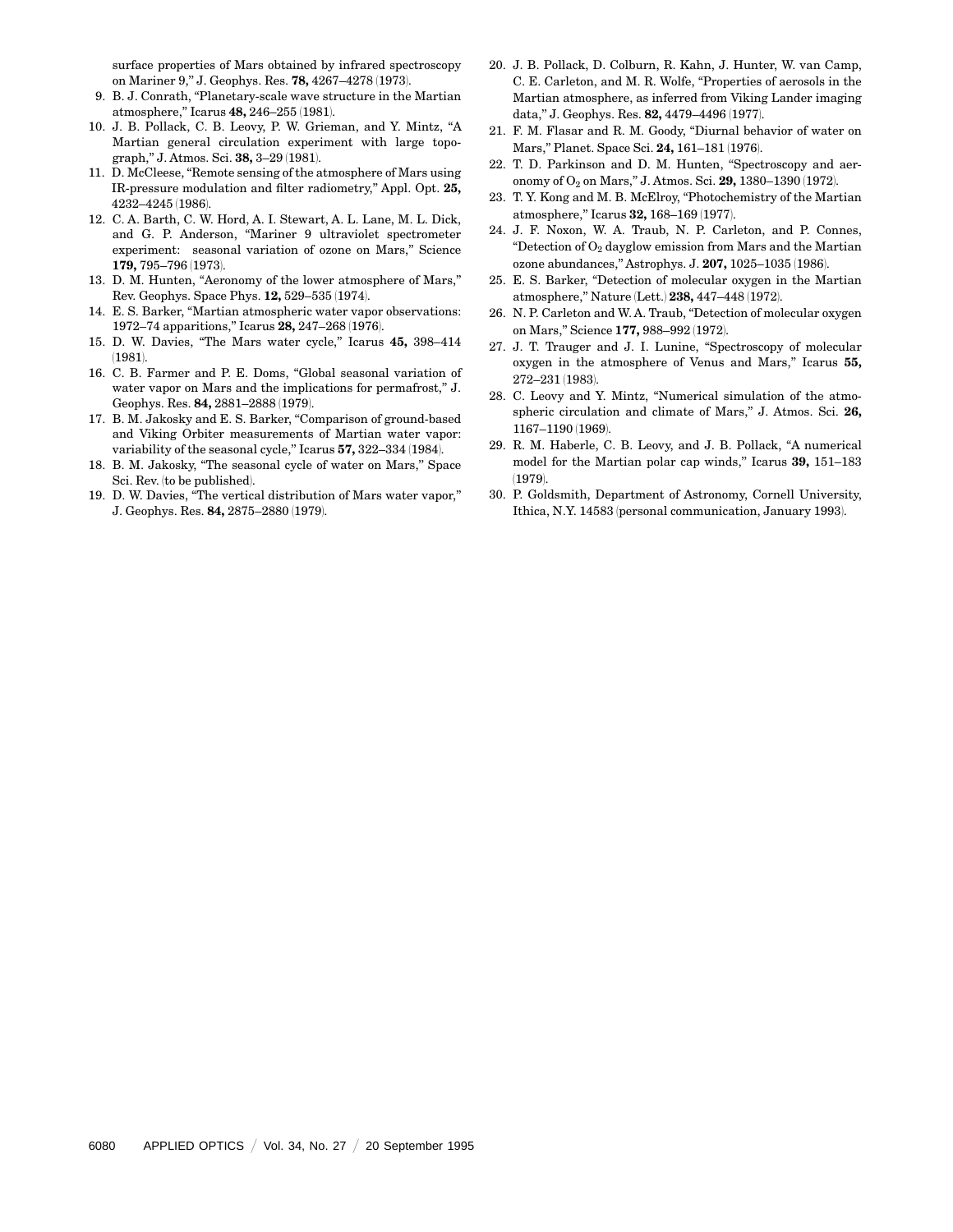surface properties of Mars obtained by infrared spectroscopy on Mariner 9," J. Geophys. Res. **78,** 4267–4278 (1973).

9. B. J. Conrath, "Planetary-scale wave structure in the Martian atmosphere," Icarus **48,** 246–255 (1981).
10. J. B. Pollack, C. B. Leovy, P. W. Grieman, and Y. Mintz, "A Martian general circulation experiment with large topograph," J. Atmos. Sci. **38,** 3–29 (1981).
11. D. McCleese, "Remote sensing of the atmosphere of Mars using IR-pressure modulation and filter radiometry," Appl. Opt. **25,** 4232–4245 (1986).
12. C. A. Barth, C. W. Hord, A. I. Stewart, A. L. Lane, M. L. Dick, and G. P. Anderson, "Mariner 9 ultraviolet spectrometer experiment: seasonal variation of ozone on Mars," Science **179,** 795–796 (1973).
13. D. M. Hunten, "Aeronomy of the lower atmosphere of Mars," Rev. Geophys. Space Phys. **12,** 529–535 (1974).
14. E. S. Barker, "Martian atmospheric water vapor observations: 1972–74 apparitions," Icarus **28,** 247–268 (1976).
15. D. W. Davies, "The Mars water cycle," Icarus **45,** 398–414 (1981).
16. C. B. Farmer and P. E. Doms, "Global seasonal variation of water vapor on Mars and the implications for permafrost," J. Geophys. Res. **84,** 2881–2888 (1979).
17. B. M. Jakosky and E. S. Barker, "Comparison of ground-based and Viking Orbiter measurements of Martian water vapor: variability of the seasonal cycle," Icarus **57,** 322–334 (1984).
18. B. M. Jakosky, "The seasonal cycle of water on Mars," Space Sci. Rev. (to be published).
19. D. W. Davies, "The vertical distribution of Mars water vapor," J. Geophys. Res. **84,** 2875–2880 (1979).
20. J. B. Pollack, D. Colburn, R. Kahn, J. Hunter, W. van Camp, C. E. Carleton, and M. R. Wolfe, "Properties of aerosols in the Martian atmosphere, as inferred from Viking Lander imaging data," J. Geophys. Res. **82,** 4479–4496 (1977).
21. F. M. Flasar and R. M. Goody, "Diurnal behavior of water on Mars," Planet. Space Sci. **24,** 161–181 (1976).
22. T. D. Parkinson and D. M. Hunten, "Spectroscopy and aeronomy of $O_2$ on Mars," J. Atmos. Sci. **29,** 1380–1390 (1972).
23. T. Y. Kong and M. B. McElroy, "Photochemistry of the Martian atmosphere," Icarus **32,** 168–169 (1977).
24. J. F. Noxon, W. A. Traub, N. P. Carleton, and P. Connes, "Detection of $O_2$ dayglow emission from Mars and the Martian ozone abundances," Astrophys. J. **207,** 1025–1035 (1986).
25. E. S. Barker, "Detection of molecular oxygen in the Martian atmosphere," Nature (Lett.) **238,** 447–448 (1972).
26. N. P. Carleton and W. A. Traub, "Detection of molecular oxygen on Mars," Science **177,** 988–992 (1972).
27. J. T. Trauger and J. I. Lunine, "Spectroscopy of molecular oxygen in the atmosphere of Venus and Mars," Icarus **55,** 272–231 (1983).
28. C. Leovy and Y. Mintz, "Numerical simulation of the atmospheric circulation and climate of Mars," J. Atmos. Sci. **26,** 1167–1190 (1969).
29. R. M. Haberle, C. B. Leovy, and J. B. Pollack, "A numerical model for the Martian polar cap winds," Icarus **39,** 151–183 (1979).
30. P. Goldsmith, Department of Astronomy, Cornell University, Ithica, N.Y. 14583 (personal communication, January 1993).